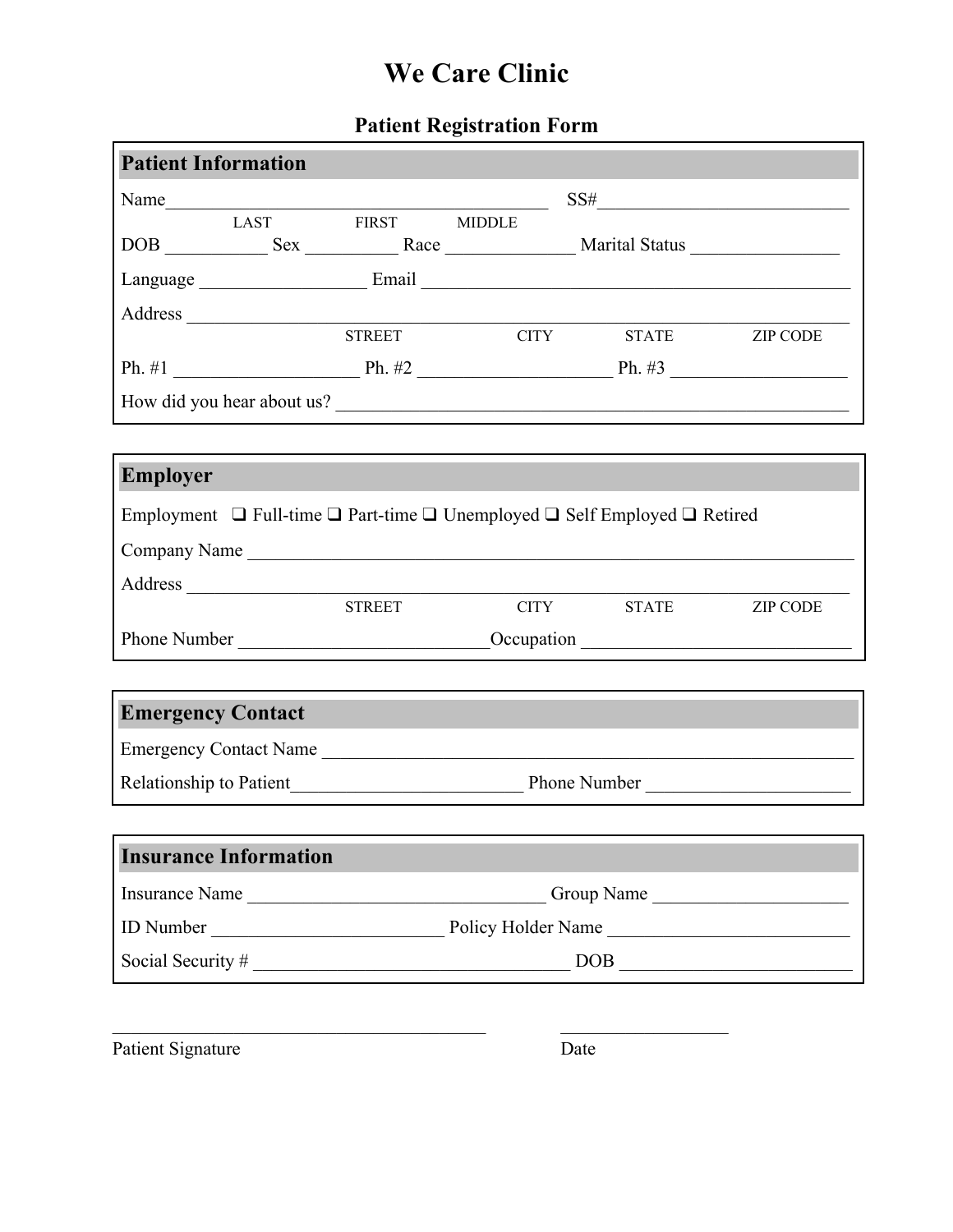# We Care Clinic

## Patient Registration Form

### Patient Information

Name ____________________________________________ SS# ____________________________

LAST FIRST MIDDLE

DOB ___________ Sex __________ Race ______________ Marital Status ________________

Language __________________ Email ______________________________________________

Address _________________________________________________________________________

STREET CITY STATE ZIP CODE

Ph. #1 ____________________ Ph. #2 _____________________ Ph. #3 ___________________

How did you hear about us? _______________________________________________________

### Employer

Employment ❑ Full-time ❑ Part-time ❑ Unemployed ❑ Self Employed ❑ Retired

Company Name ____________________________________________________________________

Address _________________________________________________________________________

STREET CITY STATE ZIP CODE

Phone Number ___________________________ Occupation _____________________________

### Emergency Contact

Emergency Contact Name ___________________________________________________________

Relationship to Patient _________________________ Phone Number _____________________

### Insurance Information

Insurance Name _________________________________ Group Name _____________________

ID Number _________________________ Policy Holder Name __________________________

Social Security # __________________________________ DOB _________________________

__________________________________________ __________________

Patient Signature Date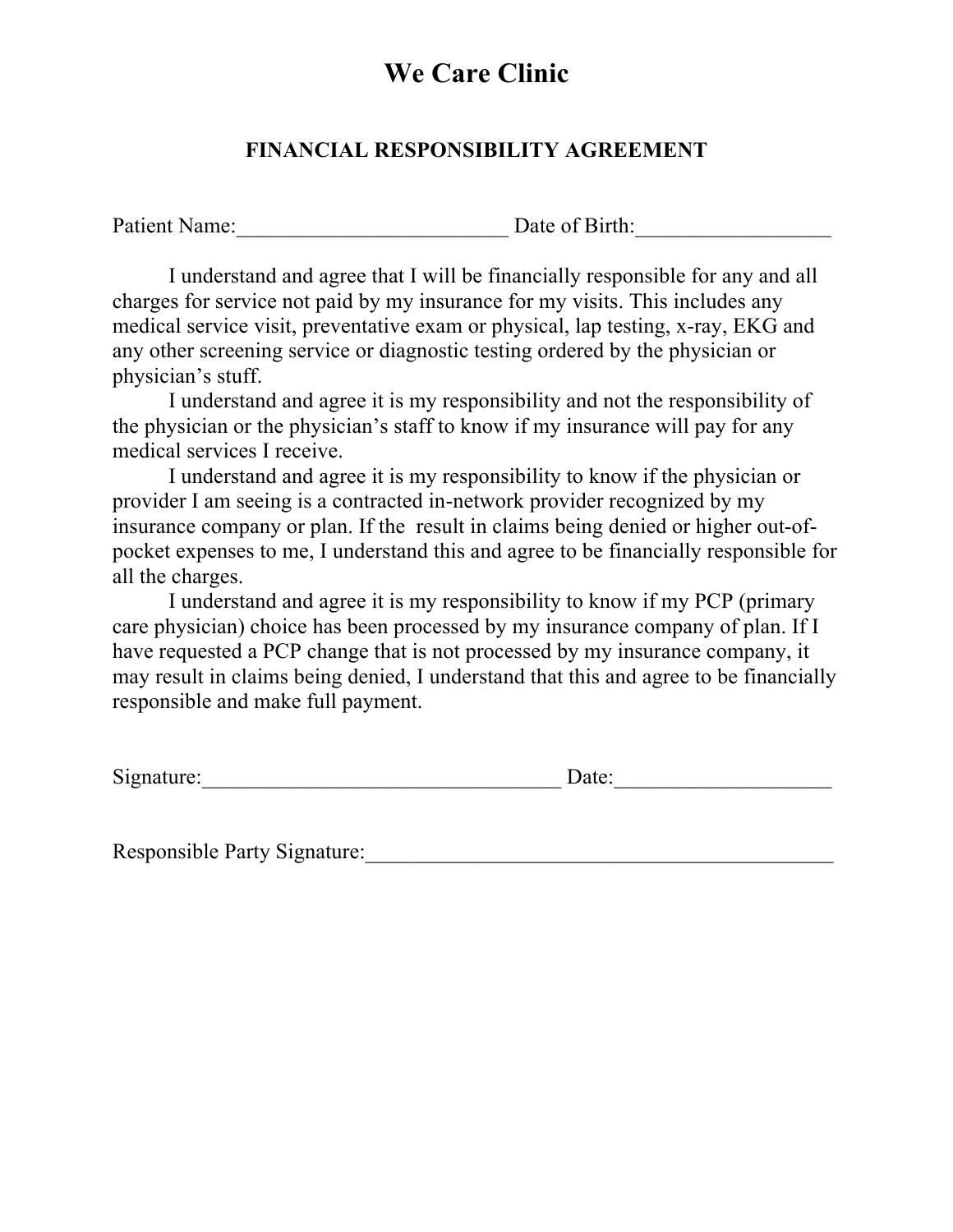# We Care Clinic

## FINANCIAL RESPONSIBILITY AGREEMENT

Patient Name:_________________________ Date of Birth:__________________

I understand and agree that I will be financially responsible for any and all charges for service not paid by my insurance for my visits. This includes any medical service visit, preventative exam or physical, lap testing, x-ray, EKG and any other screening service or diagnostic testing ordered by the physician or physician's stuff.

I understand and agree it is my responsibility and not the responsibility of the physician or the physician's staff to know if my insurance will pay for any medical services I receive.

I understand and agree it is my responsibility to know if the physician or provider I am seeing is a contracted in-network provider recognized by my insurance company or plan. If the  result in claims being denied or higher out-of-pocket expenses to me, I understand this and agree to be financially responsible for all the charges.

I understand and agree it is my responsibility to know if my PCP (primary care physician) choice has been processed by my insurance company of plan. If I have requested a PCP change that is not processed by my insurance company, it may result in claims being denied, I understand that this and agree to be financially responsible and make full payment.

Signature:__________________________________ Date:____________________

Responsible Party Signature:____________________________________________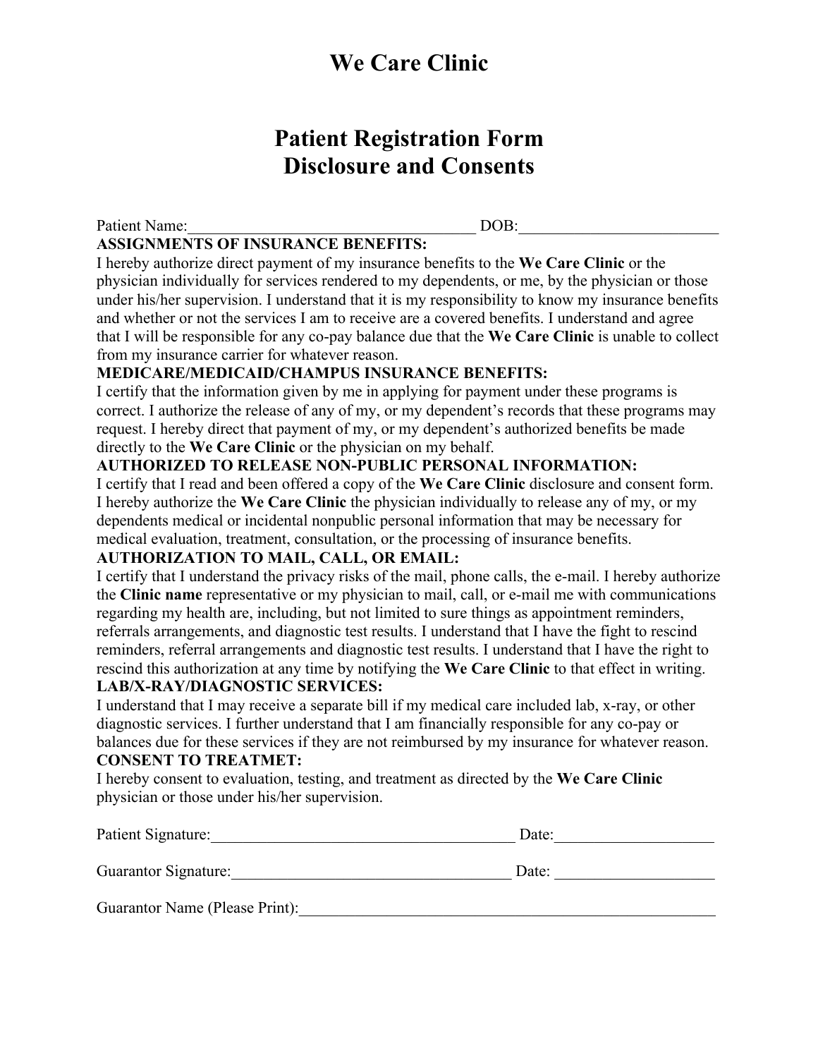# We Care Clinic

## Patient Registration Form
## Disclosure and Consents

Patient Name:_____________________________________ DOB:_________________________

**ASSIGNMENTS OF INSURANCE BENEFITS:**

I hereby authorize direct payment of my insurance benefits to the **We Care Clinic** or the physician individually for services rendered to my dependents, or me, by the physician or those under his/her supervision. I understand that it is my responsibility to know my insurance benefits and whether or not the services I am to receive are a covered benefits. I understand and agree that I will be responsible for any co-pay balance due that the **We Care Clinic** is unable to collect from my insurance carrier for whatever reason.

**MEDICARE/MEDICAID/CHAMPUS INSURANCE BENEFITS:**

I certify that the information given by me in applying for payment under these programs is correct. I authorize the release of any of my, or my dependent's records that these programs may request. I hereby direct that payment of my, or my dependent's authorized benefits be made directly to the **We Care Clinic** or the physician on my behalf.

**AUTHORIZED TO RELEASE NON-PUBLIC PERSONAL INFORMATION:**

I certify that I read and been offered a copy of the **We Care Clinic** disclosure and consent form. I hereby authorize the **We Care Clinic** the physician individually to release any of my, or my dependents medical or incidental nonpublic personal information that may be necessary for medical evaluation, treatment, consultation, or the processing of insurance benefits.

**AUTHORIZATION TO MAIL, CALL, OR EMAIL:**

I certify that I understand the privacy risks of the mail, phone calls, the e-mail. I hereby authorize the **Clinic name** representative or my physician to mail, call, or e-mail me with communications regarding my health are, including, but not limited to sure things as appointment reminders, referrals arrangements, and diagnostic test results. I understand that I have the fight to rescind reminders, referral arrangements and diagnostic test results. I understand that I have the right to rescind this authorization at any time by notifying the **We Care Clinic** to that effect in writing.

**LAB/X-RAY/DIAGNOSTIC SERVICES:**

I understand that I may receive a separate bill if my medical care included lab, x-ray, or other diagnostic services. I further understand that I am financially responsible for any co-pay or balances due for these services if they are not reimbursed by my insurance for whatever reason.

**CONSENT TO TREATMET:**

I hereby consent to evaluation, testing, and treatment as directed by the **We Care Clinic** physician or those under his/her supervision.

Patient Signature:_______________________________________ Date:____________________

Guarantor Signature:____________________________________ Date: ____________________

Guarantor Name (Please Print):______________________________________________________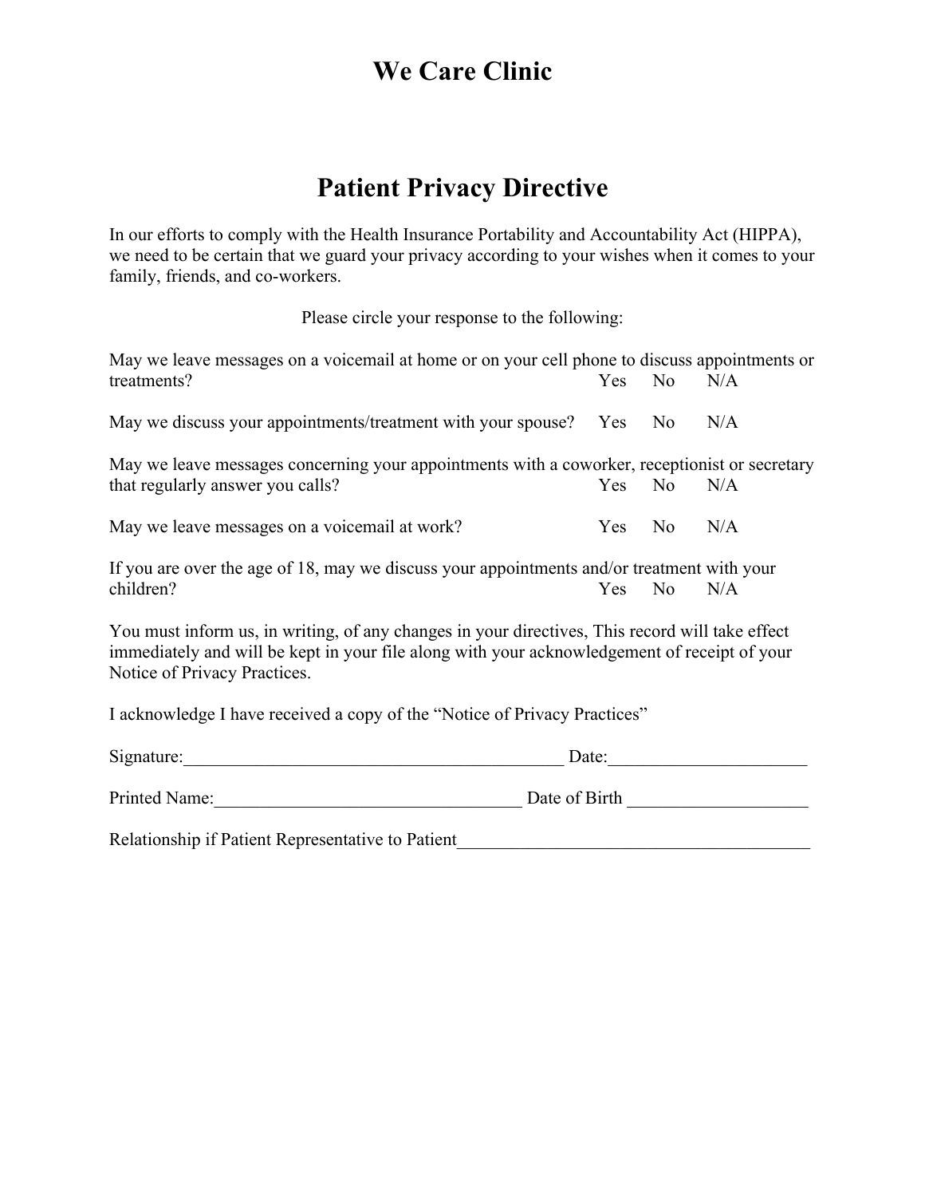# We Care Clinic

## Patient Privacy Directive

In our efforts to comply with the Health Insurance Portability and Accountability Act (HIPPA), we need to be certain that we guard your privacy according to your wishes when it comes to your family, friends, and co-workers.

Please circle your response to the following:

May we leave messages on a voicemail at home or on your cell phone to discuss appointments or treatments? Yes No N/A

May we discuss your appointments/treatment with your spouse? Yes No N/A

May we leave messages concerning your appointments with a coworker, receptionist or secretary that regularly answer you calls? Yes No N/A

May we leave messages on a voicemail at work? Yes No N/A

If you are over the age of 18, may we discuss your appointments and/or treatment with your children? Yes No N/A

You must inform us, in writing, of any changes in your directives, This record will take effect immediately and will be kept in your file along with your acknowledgement of receipt of your Notice of Privacy Practices.

I acknowledge I have received a copy of the "Notice of Privacy Practices"

Signature:___________________________________________ Date:______________________

Printed Name:__________________________________ Date of Birth ____________________

Relationship if Patient Representative to Patient_______________________________________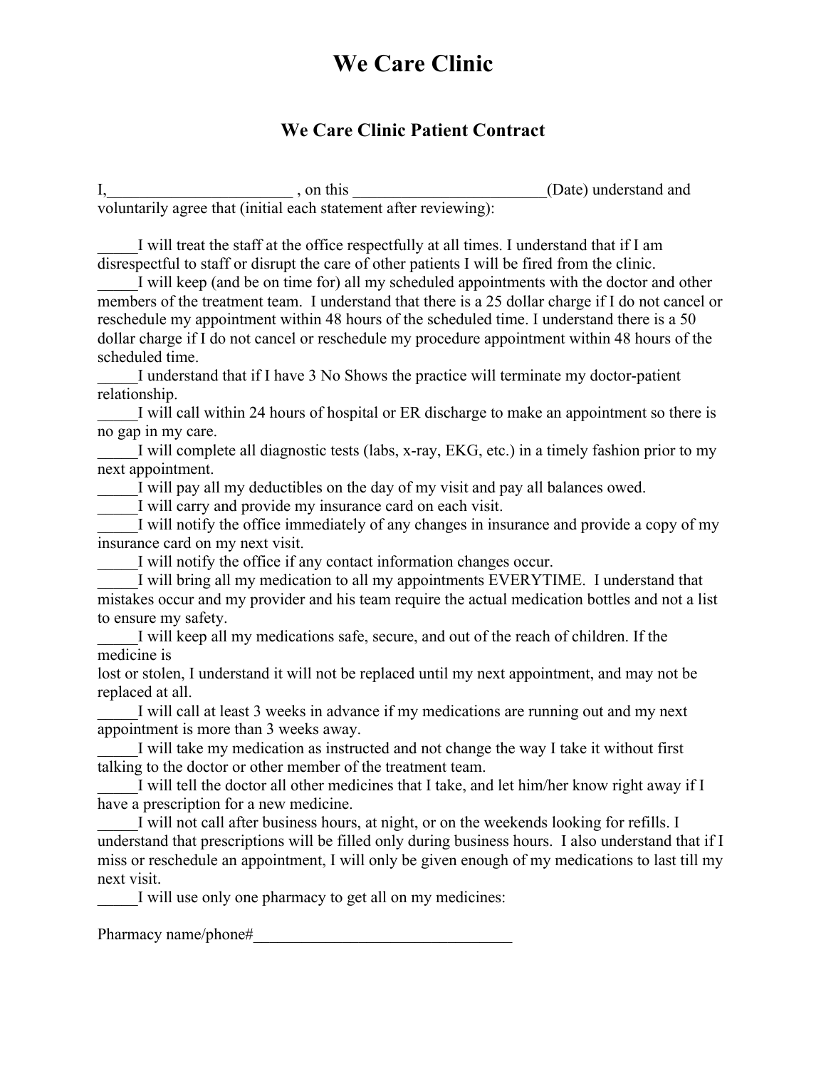# We Care Clinic

## We Care Clinic Patient Contract

I,_______________________ , on this ________________________(Date) understand and voluntarily agree that (initial each statement after reviewing):

_____I will treat the staff at the office respectfully at all times. I understand that if I am disrespectful to staff or disrupt the care of other patients I will be fired from the clinic.
_____I will keep (and be on time for) all my scheduled appointments with the doctor and other members of the treatment team. I understand that there is a 25 dollar charge if I do not cancel or reschedule my appointment within 48 hours of the scheduled time. I understand there is a 50 dollar charge if I do not cancel or reschedule my procedure appointment within 48 hours of the scheduled time.
_____I understand that if I have 3 No Shows the practice will terminate my doctor-patient relationship.
_____I will call within 24 hours of hospital or ER discharge to make an appointment so there is no gap in my care.
_____I will complete all diagnostic tests (labs, x-ray, EKG, etc.) in a timely fashion prior to my next appointment.
_____I will pay all my deductibles on the day of my visit and pay all balances owed.
_____I will carry and provide my insurance card on each visit.
_____I will notify the office immediately of any changes in insurance and provide a copy of my insurance card on my next visit.
_____I will notify the office if any contact information changes occur.
_____I will bring all my medication to all my appointments EVERYTIME. I understand that mistakes occur and my provider and his team require the actual medication bottles and not a list to ensure my safety.
_____I will keep all my medications safe, secure, and out of the reach of children. If the medicine is
lost or stolen, I understand it will not be replaced until my next appointment, and may not be replaced at all.
_____I will call at least 3 weeks in advance if my medications are running out and my next appointment is more than 3 weeks away.
_____I will take my medication as instructed and not change the way I take it without first talking to the doctor or other member of the treatment team.
_____I will tell the doctor all other medicines that I take, and let him/her know right away if I have a prescription for a new medicine.
_____I will not call after business hours, at night, or on the weekends looking for refills. I understand that prescriptions will be filled only during business hours. I also understand that if I miss or reschedule an appointment, I will only be given enough of my medications to last till my next visit.
_____I will use only one pharmacy to get all on my medicines:

Pharmacy name/phone#_________________________________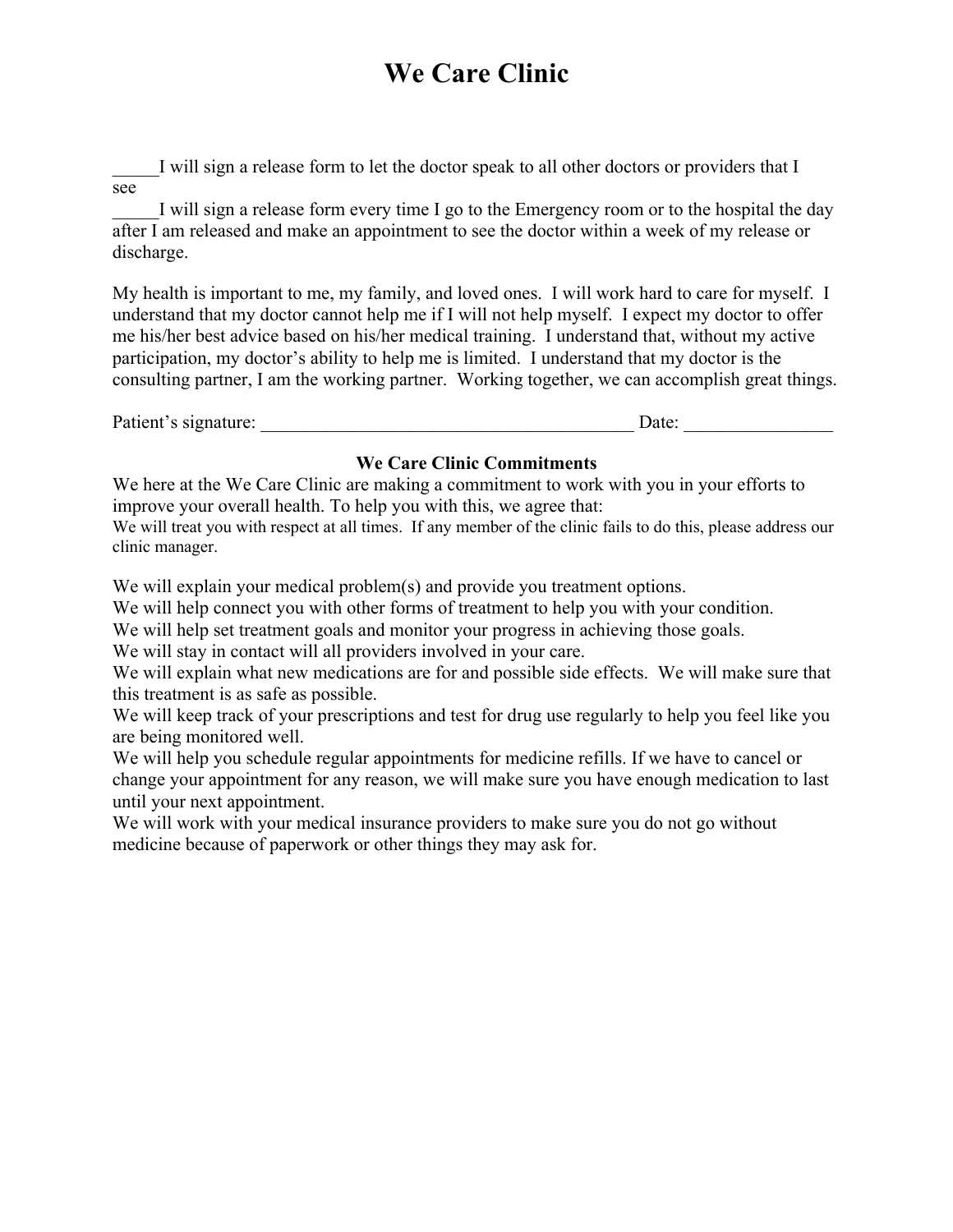# We Care Clinic

_____I will sign a release form to let the doctor speak to all other doctors or providers that I see

_____I will sign a release form every time I go to the Emergency room or to the hospital the day after I am released and make an appointment to see the doctor within a week of my release or discharge.

My health is important to me, my family, and loved ones. I will work hard to care for myself. I understand that my doctor cannot help me if I will not help myself. I expect my doctor to offer me his/her best advice based on his/her medical training. I understand that, without my active participation, my doctor's ability to help me is limited. I understand that my doctor is the consulting partner, I am the working partner. Working together, we can accomplish great things.

Patient's signature: __________________________________________ Date: ________________

## We Care Clinic Commitments

We here at the We Care Clinic are making a commitment to work with you in your efforts to improve your overall health. To help you with this, we agree that:

We will treat you with respect at all times. If any member of the clinic fails to do this, please address our clinic manager.

We will explain your medical problem(s) and provide you treatment options.
We will help connect you with other forms of treatment to help you with your condition.
We will help set treatment goals and monitor your progress in achieving those goals.
We will stay in contact will all providers involved in your care.
We will explain what new medications are for and possible side effects. We will make sure that this treatment is as safe as possible.
We will keep track of your prescriptions and test for drug use regularly to help you feel like you are being monitored well.
We will help you schedule regular appointments for medicine refills. If we have to cancel or change your appointment for any reason, we will make sure you have enough medication to last until your next appointment.
We will work with your medical insurance providers to make sure you do not go without medicine because of paperwork or other things they may ask for.